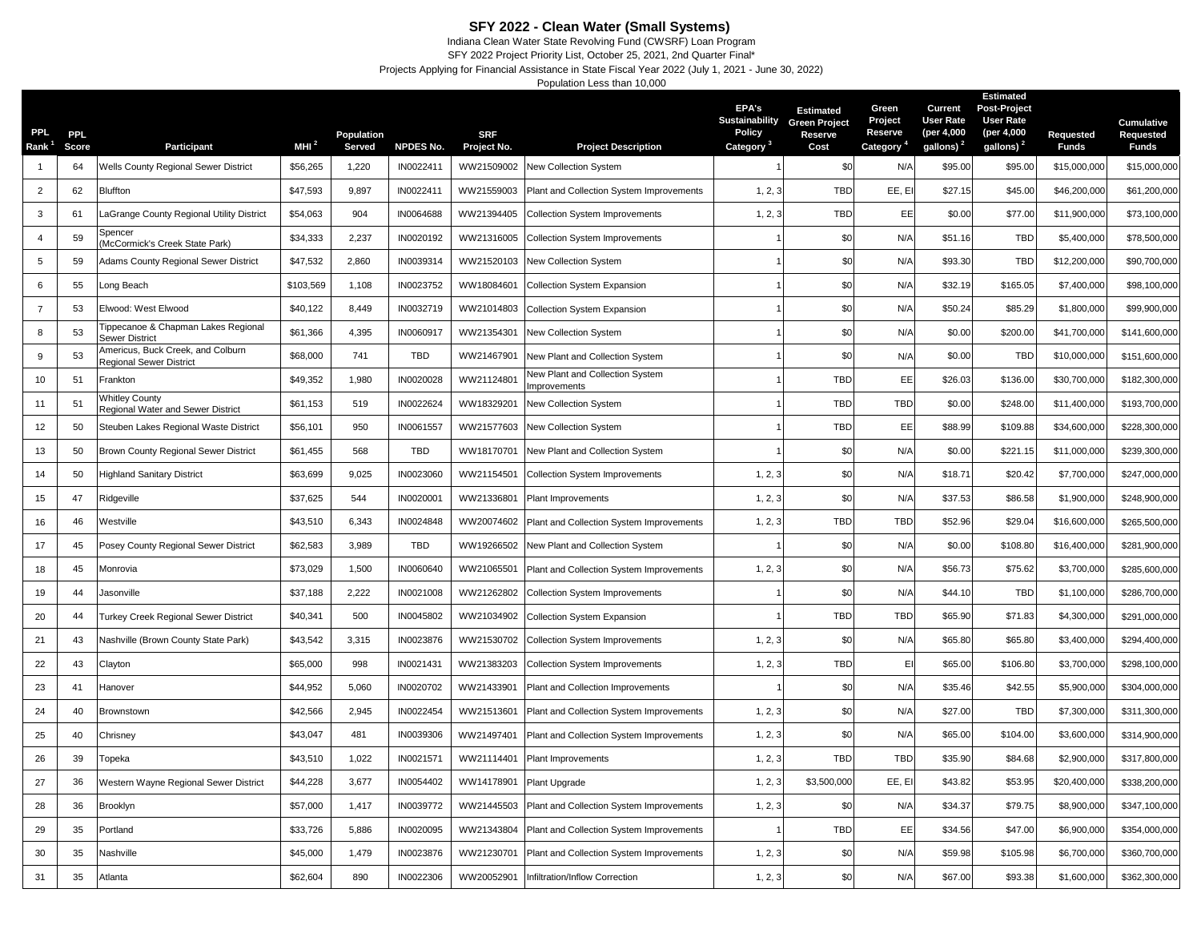# SFY 2022 - Clean Water (Small Systems)

Indiana Clean Water State Revolving Fund (CWSRF) Loan Program

SFY 2022 Project Priority List, October 25, 2021, 2nd Quarter Final*

Projects Applying for Financial Assistance in State Fiscal Year 2022 (July 1, 2021 - June 30, 2022)

Population Less than 10,000

| PPL Rank [1] | PPL Score | Participant | MHI [2] | Population Served | NPDES No. | SRF Project No. | Project Description | EPA's Sustainability Policy Category [3] | Estimated Green Project Reserve Cost | Green Project Reserve Category [4] | Current User Rate (per 4,000 gallons) [2] | Estimated Post-Project User Rate (per 4,000 gallons) [2] | Requested Funds | Cumulative Requested Funds |
|---|---|---|---|---|---|---|---|---|---|---|---|---|---|---|
| 1 | 64 | Wells County Regional Sewer District | $56,265 | 1,220 | IN0022411 | WW21509002 | New Collection System | 1 | $0 | N/A | $95.00 | $95.00 | $15,000,000 | $15,000,000 |
| 2 | 62 | Bluffton | $47,593 | 9,897 | IN0022411 | WW21559003 | Plant and Collection System Improvements | 1, 2, 3 | TBD | EE, EI | $27.15 | $45.00 | $46,200,000 | $61,200,000 |
| 3 | 61 | LaGrange County Regional Utility District | $54,063 | 904 | IN0064688 | WW21394405 | Collection System Improvements | 1, 2, 3 | TBD | EE | $0.00 | $77.00 | $11,900,000 | $73,100,000 |
| 4 | 59 | Spencer (McCormick's Creek State Park) | $34,333 | 2,237 | IN0020192 | WW21316005 | Collection System Improvements | 1 | $0 | N/A | $51.16 | TBD | $5,400,000 | $78,500,000 |
| 5 | 59 | Adams County Regional Sewer District | $47,532 | 2,860 | IN0039314 | WW21520103 | New Collection System | 1 | $0 | N/A | $93.30 | TBD | $12,200,000 | $90,700,000 |
| 6 | 55 | Long Beach | $103,569 | 1,108 | IN0023752 | WW18084601 | Collection System Expansion | 1 | $0 | N/A | $32.19 | $165.05 | $7,400,000 | $98,100,000 |
| 7 | 53 | Elwood: West Elwood | $40,122 | 8,449 | IN0032719 | WW21014803 | Collection System Expansion | 1 | $0 | N/A | $50.24 | $85.29 | $1,800,000 | $99,900,000 |
| 8 | 53 | Tippecanoe & Chapman Lakes Regional Sewer District | $61,366 | 4,395 | IN0060917 | WW21354301 | New Collection System | 1 | $0 | N/A | $0.00 | $200.00 | $41,700,000 | $141,600,000 |
| 9 | 53 | Americus, Buck Creek, and Colburn Regional Sewer District | $68,000 | 741 | TBD | WW21467901 | New Plant and Collection System | 1 | $0 | N/A | $0.00 | TBD | $10,000,000 | $151,600,000 |
| 10 | 51 | Frankton | $49,352 | 1,980 | IN0020028 | WW21124801 | New Plant and Collection System Improvements | 1 | TBD | EE | $26.03 | $136.00 | $30,700,000 | $182,300,000 |
| 11 | 51 | Whitley County Regional Water and Sewer District | $61,153 | 519 | IN0022624 | WW18329201 | New Collection System | 1 | TBD | TBD | $0.00 | $248.00 | $11,400,000 | $193,700,000 |
| 12 | 50 | Steuben Lakes Regional Waste District | $56,101 | 950 | IN0061557 | WW21577603 | New Collection System | 1 | TBD | EE | $88.99 | $109.88 | $34,600,000 | $228,300,000 |
| 13 | 50 | Brown County Regional Sewer District | $61,455 | 568 | TBD | WW18170701 | New Plant and Collection System | 1 | $0 | N/A | $0.00 | $221.15 | $11,000,000 | $239,300,000 |
| 14 | 50 | Highland Sanitary District | $63,699 | 9,025 | IN0023060 | WW21154501 | Collection System Improvements | 1, 2, 3 | $0 | N/A | $18.71 | $20.42 | $7,700,000 | $247,000,000 |
| 15 | 47 | Ridgeville | $37,625 | 544 | IN0020001 | WW21336801 | Plant Improvements | 1, 2, 3 | $0 | N/A | $37.53 | $86.58 | $1,900,000 | $248,900,000 |
| 16 | 46 | Westville | $43,510 | 6,343 | IN0024848 | WW20074602 | Plant and Collection System Improvements | 1, 2, 3 | TBD | TBD | $52.96 | $29.04 | $16,600,000 | $265,500,000 |
| 17 | 45 | Posey County Regional Sewer District | $62,583 | 3,989 | TBD | WW19266502 | New Plant and Collection System | 1 | $0 | N/A | $0.00 | $108.80 | $16,400,000 | $281,900,000 |
| 18 | 45 | Monrovia | $73,029 | 1,500 | IN0060640 | WW21065501 | Plant and Collection System Improvements | 1, 2, 3 | $0 | N/A | $56.73 | $75.62 | $3,700,000 | $285,600,000 |
| 19 | 44 | Jasonville | $37,188 | 2,222 | IN0021008 | WW21262802 | Collection System Improvements | 1 | $0 | N/A | $44.10 | TBD | $1,100,000 | $286,700,000 |
| 20 | 44 | Turkey Creek Regional Sewer District | $40,341 | 500 | IN0045802 | WW21034902 | Collection System Expansion | 1 | TBD | TBD | $65.90 | $71.83 | $4,300,000 | $291,000,000 |
| 21 | 43 | Nashville (Brown County State Park) | $43,542 | 3,315 | IN0023876 | WW21530702 | Collection System Improvements | 1, 2, 3 | $0 | N/A | $65.80 | $65.80 | $3,400,000 | $294,400,000 |
| 22 | 43 | Clayton | $65,000 | 998 | IN0021431 | WW21383203 | Collection System Improvements | 1, 2, 3 | TBD | EI | $65.00 | $106.80 | $3,700,000 | $298,100,000 |
| 23 | 41 | Hanover | $44,952 | 5,060 | IN0020702 | WW21433901 | Plant and Collection Improvements | 1 | $0 | N/A | $35.46 | $42.55 | $5,900,000 | $304,000,000 |
| 24 | 40 | Brownstown | $42,566 | 2,945 | IN0022454 | WW21513601 | Plant and Collection System Improvements | 1, 2, 3 | $0 | N/A | $27.00 | TBD | $7,300,000 | $311,300,000 |
| 25 | 40 | Chrisney | $43,047 | 481 | IN0039306 | WW21497401 | Plant and Collection System Improvements | 1, 2, 3 | $0 | N/A | $65.00 | $104.00 | $3,600,000 | $314,900,000 |
| 26 | 39 | Topeka | $43,510 | 1,022 | IN0021571 | WW21114401 | Plant Improvements | 1, 2, 3 | TBD | TBD | $35.90 | $84.68 | $2,900,000 | $317,800,000 |
| 27 | 36 | Western Wayne Regional Sewer District | $44,228 | 3,677 | IN0054402 | WW14178901 | Plant Upgrade | 1, 2, 3 | $3,500,000 | EE, EI | $43.82 | $53.95 | $20,400,000 | $338,200,000 |
| 28 | 36 | Brooklyn | $57,000 | 1,417 | IN0039772 | WW21445503 | Plant and Collection System Improvements | 1, 2, 3 | $0 | N/A | $34.37 | $79.75 | $8,900,000 | $347,100,000 |
| 29 | 35 | Portland | $33,726 | 5,886 | IN0020095 | WW21343804 | Plant and Collection System Improvements | 1 | TBD | EE | $34.56 | $47.00 | $6,900,000 | $354,000,000 |
| 30 | 35 | Nashville | $45,000 | 1,479 | IN0023876 | WW21230701 | Plant and Collection System Improvements | 1, 2, 3 | $0 | N/A | $59.98 | $105.98 | $6,700,000 | $360,700,000 |
| 31 | 35 | Atlanta | $62,604 | 890 | IN0022306 | WW20052901 | Infiltration/Inflow Correction | 1, 2, 3 | $0 | N/A | $67.00 | $93.38 | $1,600,000 | $362,300,000 |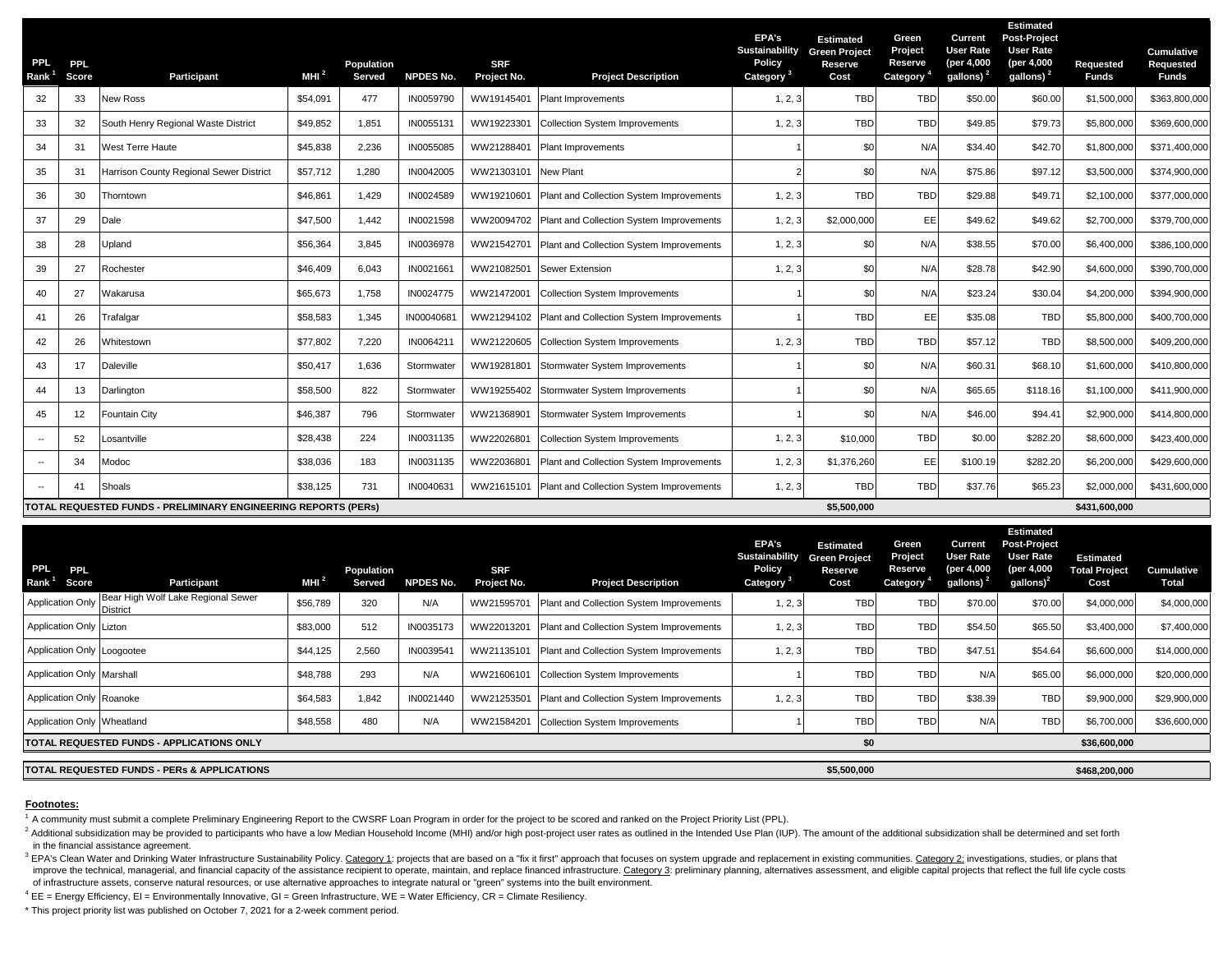| PPL Rank [1] | PPL Score | Participant | MHI [2] | Population Served | NPDES No. | SRF Project No. | Project Description | EPA's Sustainability Policy Category [3] | Estimated Green Project Reserve Cost | Green Project Reserve Category [4] | Current User Rate (per 4,000 gallons) [2] | Estimated Post-Project User Rate (per 4,000 gallons) [2] | Requested Funds | Cumulative Requested Funds |
|---|---|---|---|---|---|---|---|---|---|---|---|---|---|---|
| 32 | 33 | New Ross | $54,091 | 477 | IN0059790 | WW19145401 | Plant Improvements | 1, 2, 3 | TBD | TBD | $50.00 | $60.00 | $1,500,000 | $363,800,000 |
| 33 | 32 | South Henry Regional Waste District | $49,852 | 1,851 | IN0055131 | WW19223301 | Collection System Improvements | 1, 2, 3 | TBD | TBD | $49.85 | $79.73 | $5,800,000 | $369,600,000 |
| 34 | 31 | West Terre Haute | $45,838 | 2,236 | IN0055085 | WW21288401 | Plant Improvements | 1 | $0 | N/A | $34.40 | $42.70 | $1,800,000 | $371,400,000 |
| 35 | 31 | Harrison County Regional Sewer District | $57,712 | 1,280 | IN0042005 | WW21303101 | New Plant | 2 | $0 | N/A | $75.86 | $97.12 | $3,500,000 | $374,900,000 |
| 36 | 30 | Thorntown | $46,861 | 1,429 | IN0024589 | WW19210601 | Plant and Collection System Improvements | 1, 2, 3 | TBD | TBD | $29.88 | $49.71 | $2,100,000 | $377,000,000 |
| 37 | 29 | Dale | $47,500 | 1,442 | IN0021598 | WW20094702 | Plant and Collection System Improvements | 1, 2, 3 | $2,000,000 | EE | $49.62 | $49.62 | $2,700,000 | $379,700,000 |
| 38 | 28 | Upland | $56,364 | 3,845 | IN0036978 | WW21542701 | Plant and Collection System Improvements | 1, 2, 3 | $0 | N/A | $38.55 | $70.00 | $6,400,000 | $386,100,000 |
| 39 | 27 | Rochester | $46,409 | 6,043 | IN0021661 | WW21082501 | Sewer Extension | 1, 2, 3 | $0 | N/A | $28.78 | $42.90 | $4,600,000 | $390,700,000 |
| 40 | 27 | Wakarusa | $65,673 | 1,758 | IN0024775 | WW21472001 | Collection System Improvements | 1 | $0 | N/A | $23.24 | $30.04 | $4,200,000 | $394,900,000 |
| 41 | 26 | Trafalgar | $58,583 | 1,345 | IN00040681 | WW21294102 | Plant and Collection System Improvements | 1 | TBD | EE | $35.08 | TBD | $5,800,000 | $400,700,000 |
| 42 | 26 | Whitestown | $77,802 | 7,220 | IN0064211 | WW21220605 | Collection System Improvements | 1, 2, 3 | TBD | TBD | $57.12 | TBD | $8,500,000 | $409,200,000 |
| 43 | 17 | Daleville | $50,417 | 1,636 | Stormwater | WW19281801 | Stormwater System Improvements | 1 | $0 | N/A | $60.31 | $68.10 | $1,600,000 | $410,800,000 |
| 44 | 13 | Darlington | $58,500 | 822 | Stormwater | WW19255402 | Stormwater System Improvements | 1 | $0 | N/A | $65.65 | $118.16 | $1,100,000 | $411,900,000 |
| 45 | 12 | Fountain City | $46,387 | 796 | Stormwater | WW21368901 | Stormwater System Improvements | 1 | $0 | N/A | $46.00 | $94.41 | $2,900,000 | $414,800,000 |
| -- | 52 | Losantville | $28,438 | 224 | IN0031135 | WW22026801 | Collection System Improvements | 1, 2, 3 | $10,000 | TBD | $0.00 | $282.20 | $8,600,000 | $423,400,000 |
| -- | 34 | Modoc | $38,036 | 183 | IN0031135 | WW22036801 | Plant and Collection System Improvements | 1, 2, 3 | $1,376,260 | EE | $100.19 | $282.20 | $6,200,000 | $429,600,000 |
| -- | 41 | Shoals | $38,125 | 731 | IN0040631 | WW21615101 | Plant and Collection System Improvements | 1, 2, 3 | TBD | TBD | $37.76 | $65.23 | $2,000,000 | $431,600,000 |
| **TOTAL REQUESTED FUNDS - PRELIMINARY ENGINEERING REPORTS (PERs)** | | | | | | | | | **$5,500,000** | | | | **$431,600,000** | |

| PPL Rank [1] | PPL Score | Participant | MHI [2] | Population Served | NPDES No. | SRF Project No. | Project Description | EPA's Sustainability Policy Category [3] | Estimated Green Project Reserve Cost | Green Project Reserve Category [4] | Current User Rate (per 4,000 gallons) [2] | Estimated Post-Project User Rate (per 4,000 gallons) [2] | Estimated Total Project Cost | Cumulative Total |
|---|---|---|---|---|---|---|---|---|---|---|---|---|---|---|
| Application Only | | Bear High Wolf Lake Regional Sewer District | $56,789 | 320 | N/A | WW21595701 | Plant and Collection System Improvements | 1, 2, 3 | TBD | TBD | $70.00 | $70.00 | $4,000,000 | $4,000,000 |
| Application Only | | Lizton | $83,000 | 512 | IN0035173 | WW22013201 | Plant and Collection System Improvements | 1, 2, 3 | TBD | TBD | $54.50 | $65.50 | $3,400,000 | $7,400,000 |
| Application Only | | Loogootee | $44,125 | 2,560 | IN0039541 | WW21135101 | Plant and Collection System Improvements | 1, 2, 3 | TBD | TBD | $47.51 | $54.64 | $6,600,000 | $14,000,000 |
| Application Only | | Marshall | $48,788 | 293 | N/A | WW21606101 | Collection System Improvements | 1 | TBD | TBD | N/A | $65.00 | $6,000,000 | $20,000,000 |
| Application Only | | Roanoke | $64,583 | 1,842 | IN0021440 | WW21253501 | Plant and Collection System Improvements | 1, 2, 3 | TBD | TBD | $38.39 | TBD | $9,900,000 | $29,900,000 |
| Application Only | | Wheatland | $48,558 | 480 | N/A | WW21584201 | Collection System Improvements | 1 | TBD | TBD | N/A | TBD | $6,700,000 | $36,600,000 |
| **TOTAL REQUESTED FUNDS - APPLICATIONS ONLY** | | | | | | | | | **$0** | | | | **$36,600,000** | |
| **TOTAL REQUESTED FUNDS - PERs & APPLICATIONS** | | | | | | | | | **$5,500,000** | | | | **$468,200,000** | |

**Footnotes:**

[1] A community must submit a complete Preliminary Engineering Report to the CWSRF Loan Program in order for the project to be scored and ranked on the Project Priority List (PPL).

[2] Additional subsidization may be provided to participants who have a low Median Household Income (MHI) and/or high post-project user rates as outlined in the Intended Use Plan (IUP). The amount of the additional subsidization shall be determined and set forth in the financial assistance agreement.

[3] EPA's Clean Water and Drinking Water Infrastructure Sustainability Policy. Category 1: projects that are based on a "fix it first" approach that focuses on system upgrade and replacement in existing communities. Category 2: investigations, studies, or plans that improve the technical, managerial, and financial capacity of the assistance recipient to operate, maintain, and replace financed infrastructure. Category 3: preliminary planning, alternatives assessment, and eligible capital projects that reflect the full life cycle costs of infrastructure assets, conserve natural resources, or use alternative approaches to integrate natural or "green" systems into the built environment.

[4] EE = Energy Efficiency, EI = Environmentally Innovative, GI = Green Infrastructure, WE = Water Efficiency, CR = Climate Resiliency.

* This project priority list was published on October 7, 2021 for a 2-week comment period.